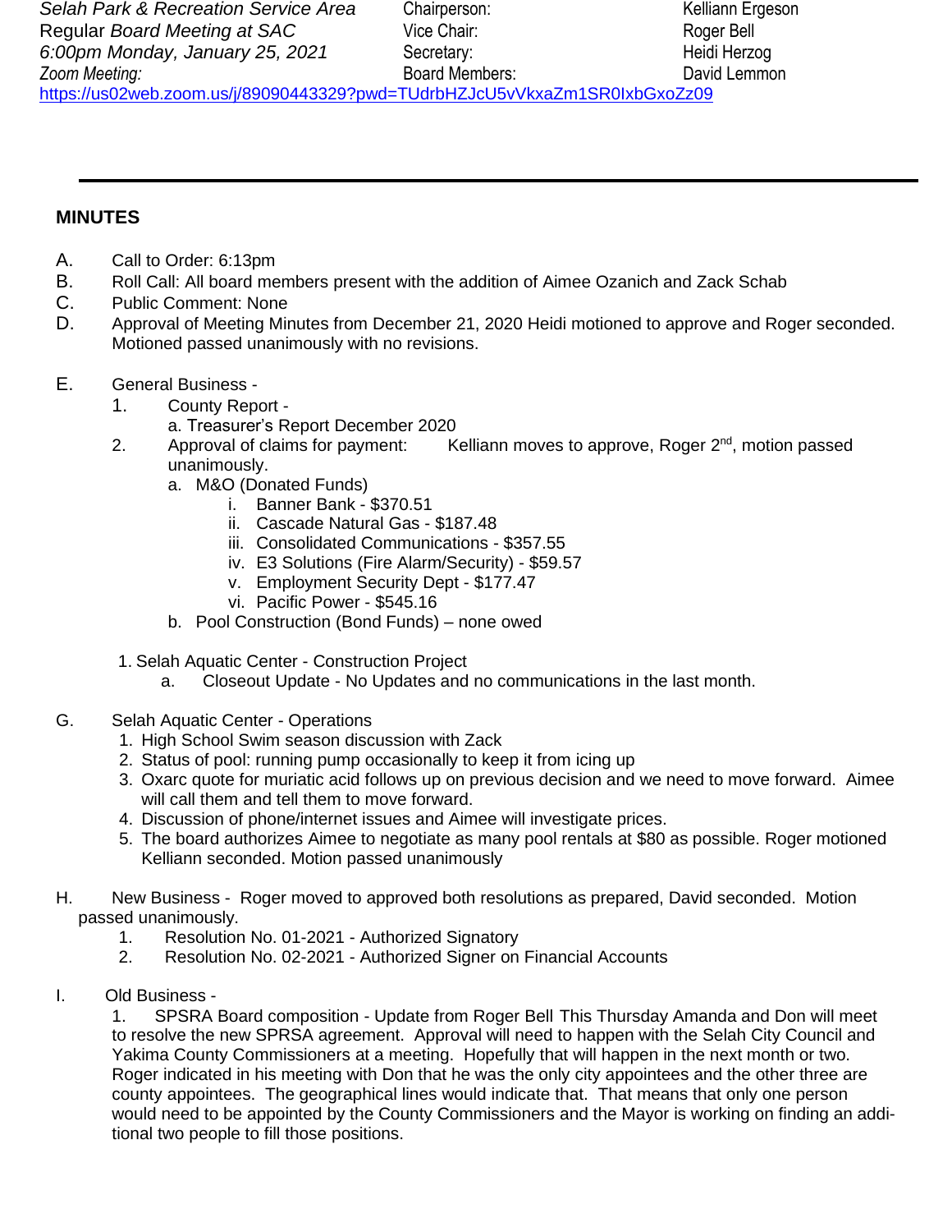*Selah Park & Recreation Service Area*
Regular *Board Meeting at SAC*
*6:00pm Monday, January 25, 2021*
*Zoom Meeting:*
https://us02web.zoom.us/j/89090443329?pwd=TUdrbHZJcU5vVkxaZm1SR0IxbGxoZz09

Chairperson: Kelliann Ergeson
Vice Chair: Roger Bell
Secretary: Heidi Herzog
Board Members: David Lemmon

---

## MINUTES

A. Call to Order: 6:13pm

B. Roll Call: All board members present with the addition of Aimee Ozanich and Zack Schab

C. Public Comment: None

D. Approval of Meeting Minutes from December 21, 2020 Heidi motioned to approve and Roger seconded. Motioned passed unanimously with no revisions.

E. General Business -

1. County Report -
   a. Treasurer's Report December 2020
2. Approval of claims for payment: Kelliann moves to approve, Roger 2nd, motion passed unanimously.
   a. M&O (Donated Funds)
      i. Banner Bank - $370.51
      ii. Cascade Natural Gas - $187.48
      iii. Consolidated Communications - $357.55
      iv. E3 Solutions (Fire Alarm/Security) - $59.57
      v. Employment Security Dept - $177.47
      vi. Pacific Power - $545.16
   b. Pool Construction (Bond Funds) – none owed

1. Selah Aquatic Center - Construction Project
   a. Closeout Update - No Updates and no communications in the last month.

G. Selah Aquatic Center - Operations

1. High School Swim season discussion with Zack
2. Status of pool: running pump occasionally to keep it from icing up
3. Oxarc quote for muriatic acid follows up on previous decision and we need to move forward. Aimee will call them and tell them to move forward.
4. Discussion of phone/internet issues and Aimee will investigate prices.
5. The board authorizes Aimee to negotiate as many pool rentals at $80 as possible. Roger motioned Kelliann seconded. Motion passed unanimously

H. New Business - Roger moved to approved both resolutions as prepared, David seconded. Motion passed unanimously.

1. Resolution No. 01-2021 - Authorized Signatory
2. Resolution No. 02-2021 - Authorized Signer on Financial Accounts

I. Old Business -

1. SPSRA Board composition - Update from Roger Bell This Thursday Amanda and Don will meet to resolve the new SPRSA agreement. Approval will need to happen with the Selah City Council and Yakima County Commissioners at a meeting. Hopefully that will happen in the next month or two. Roger indicated in his meeting with Don that he was the only city appointees and the other three are county appointees. The geographical lines would indicate that. That means that only one person would need to be appointed by the County Commissioners and the Mayor is working on finding an additional two people to fill those positions.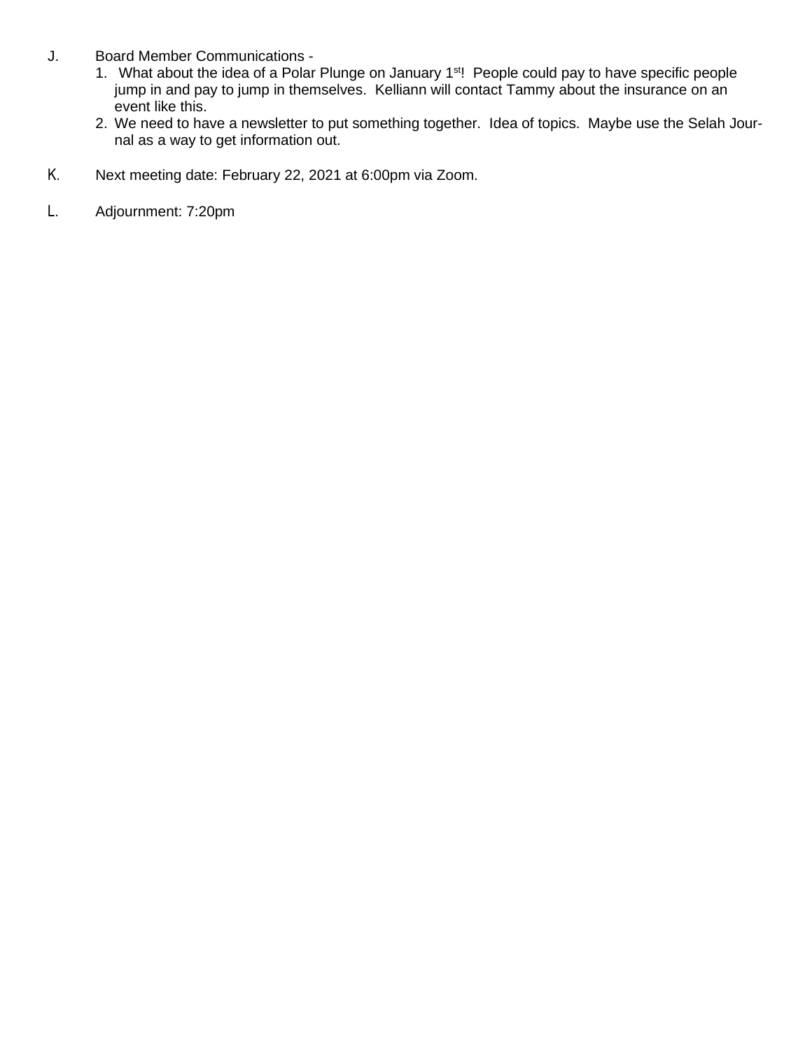J. Board Member Communications -

1. What about the idea of a Polar Plunge on January 1st! People could pay to have specific people jump in and pay to jump in themselves. Kelliann will contact Tammy about the insurance on an event like this.
2. We need to have a newsletter to put something together. Idea of topics. Maybe use the Selah Journal as a way to get information out.

K. Next meeting date: February 22, 2021 at 6:00pm via Zoom.

L. Adjournment: 7:20pm